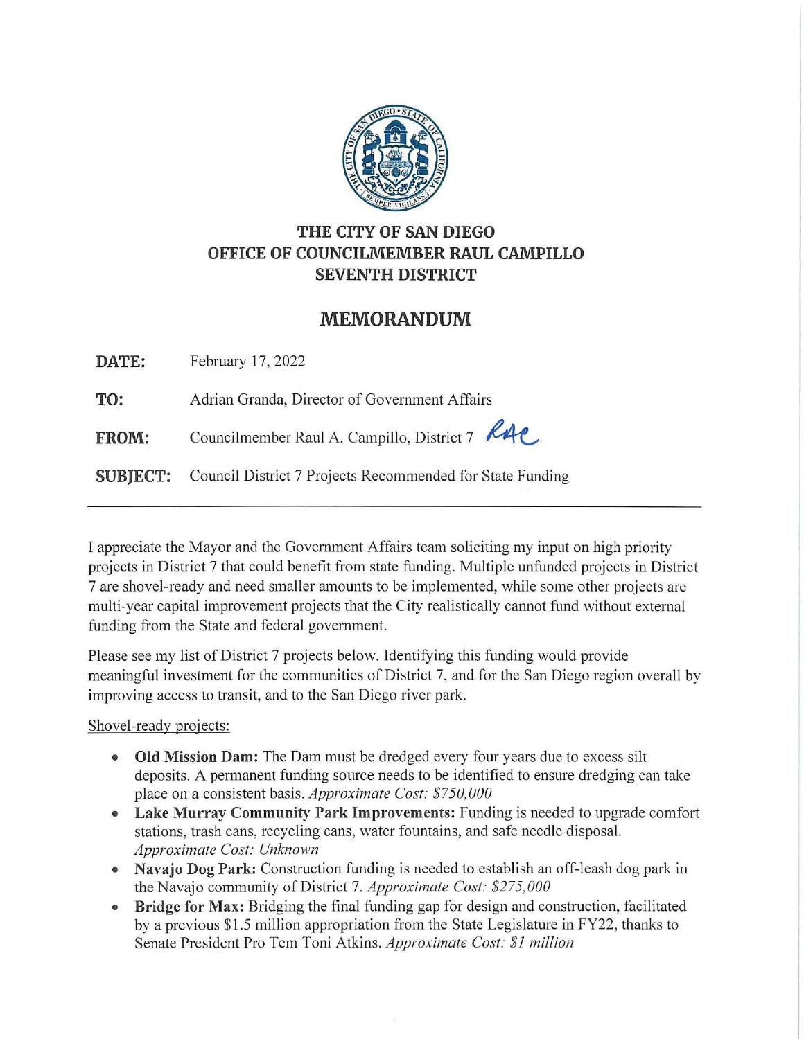# THE CITY OF SAN DIEGO
# OFFICE OF COUNCILMEMBER RAUL CAMPILLO
# SEVENTH DISTRICT

## MEMORANDUM

**DATE:** February 17, 2022

**TO:** Adrian Granda, Director of Government Affairs

**FROM:** Councilmember Raul A. Campillo, District 7 RAC

**SUBJECT:** Council District 7 Projects Recommended for State Funding

---

I appreciate the Mayor and the Government Affairs team soliciting my input on high priority projects in District 7 that could benefit from state funding. Multiple unfunded projects in District 7 are shovel-ready and need smaller amounts to be implemented, while some other projects are multi-year capital improvement projects that the City realistically cannot fund without external funding from the State and federal government.

Please see my list of District 7 projects below. Identifying this funding would provide meaningful investment for the communities of District 7, and for the San Diego region overall by improving access to transit, and to the San Diego river park.

Shovel-ready projects:

- **Old Mission Dam:** The Dam must be dredged every four years due to excess silt deposits. A permanent funding source needs to be identified to ensure dredging can take place on a consistent basis. *Approximate Cost: $750,000*
- **Lake Murray Community Park Improvements:** Funding is needed to upgrade comfort stations, trash cans, recycling cans, water fountains, and safe needle disposal. *Approximate Cost: Unknown*
- **Navajo Dog Park:** Construction funding is needed to establish an off-leash dog park in the Navajo community of District 7. *Approximate Cost: $275,000*
- **Bridge for Max:** Bridging the final funding gap for design and construction, facilitated by a previous $1.5 million appropriation from the State Legislature in FY22, thanks to Senate President Pro Tem Toni Atkins. *Approximate Cost: $1 million*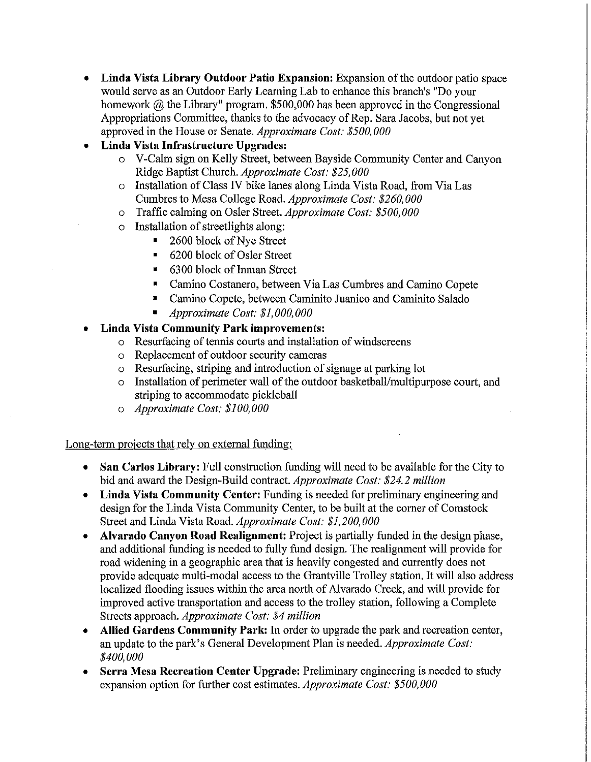- **Linda Vista Library Outdoor Patio Expansion:** Expansion of the outdoor patio space would serve as an Outdoor Early Learning Lab to enhance this branch's "Do your homework @ the Library" program. $500,000 has been approved in the Congressional Appropriations Committee, thanks to the advocacy of Rep. Sara Jacobs, but not yet approved in the House or Senate. *Approximate Cost: $500,000*
- **Linda Vista Infrastructure Upgrades:**
  - V-Calm sign on Kelly Street, between Bayside Community Center and Canyon Ridge Baptist Church. *Approximate Cost: $25,000*
  - Installation of Class IV bike lanes along Linda Vista Road, from Via Las Cumbres to Mesa College Road. *Approximate Cost: $260,000*
  - Traffic calming on Osler Street. *Approximate Cost: $500,000*
  - Installation of streetlights along:
    - 2600 block of Nye Street
    - 6200 block of Osler Street
    - 6300 block of Inman Street
    - Camino Costanero, between Via Las Cumbres and Camino Copete
    - Camino Copete, between Caminito Juanico and Caminito Salado
    - *Approximate Cost: $1,000,000*
- **Linda Vista Community Park improvements:**
  - Resurfacing of tennis courts and installation of windscreens
  - Replacement of outdoor security cameras
  - Resurfacing, striping and introduction of signage at parking lot
  - Installation of perimeter wall of the outdoor basketball/multipurpose court, and striping to accommodate pickleball
  - *Approximate Cost: $100,000*

Long-term projects that rely on external funding:

- **San Carlos Library:** Full construction funding will need to be available for the City to bid and award the Design-Build contract. *Approximate Cost: $24.2 million*
- **Linda Vista Community Center:** Funding is needed for preliminary engineering and design for the Linda Vista Community Center, to be built at the corner of Comstock Street and Linda Vista Road. *Approximate Cost: $1,200,000*
- **Alvarado Canyon Road Realignment:** Project is partially funded in the design phase, and additional funding is needed to fully fund design. The realignment will provide for road widening in a geographic area that is heavily congested and currently does not provide adequate multi-modal access to the Grantville Trolley station. It will also address localized flooding issues within the area north of Alvarado Creek, and will provide for improved active transportation and access to the trolley station, following a Complete Streets approach. *Approximate Cost: $4 million*
- **Allied Gardens Community Park:** In order to upgrade the park and recreation center, an update to the park's General Development Plan is needed. *Approximate Cost: $400,000*
- **Serra Mesa Recreation Center Upgrade:** Preliminary engineering is needed to study expansion option for further cost estimates. *Approximate Cost: $500,000*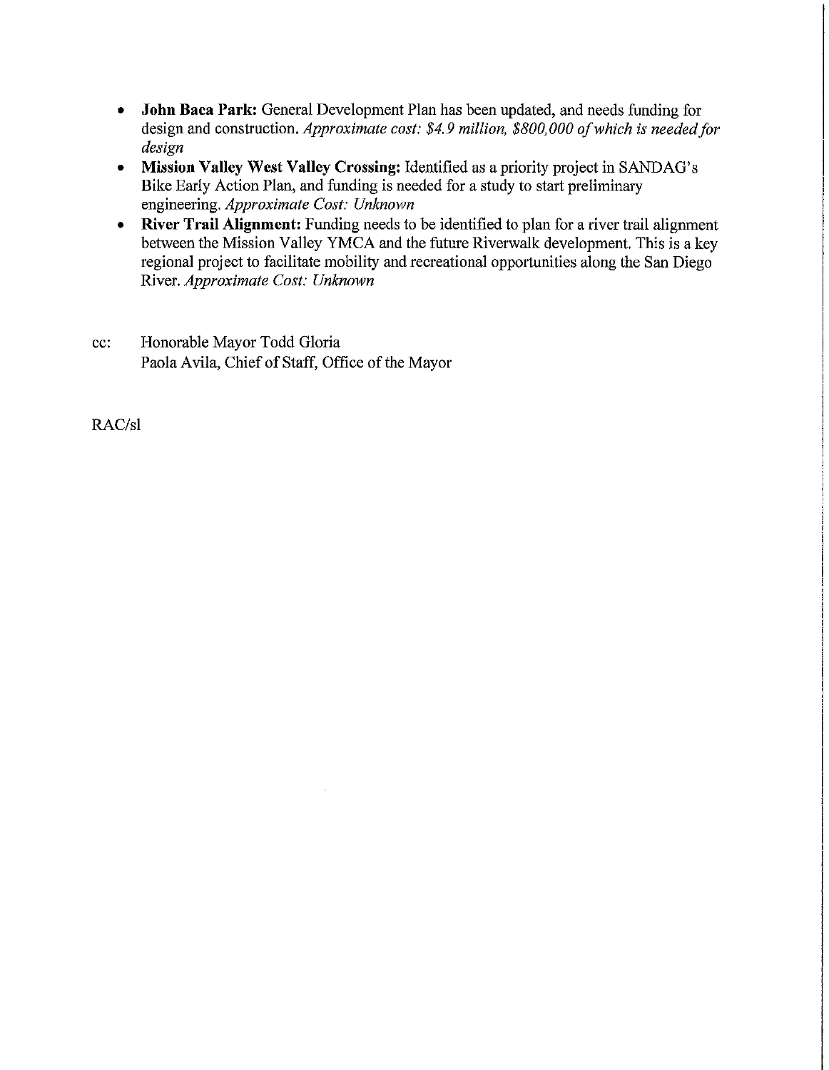- **John Baca Park:** General Development Plan has been updated, and needs funding for design and construction. *Approximate cost: $4.9 million, $800,000 of which is needed for design*
- **Mission Valley West Valley Crossing:** Identified as a priority project in SANDAG's Bike Early Action Plan, and funding is needed for a study to start preliminary engineering. *Approximate Cost: Unknown*
- **River Trail Alignment:** Funding needs to be identified to plan for a river trail alignment between the Mission Valley YMCA and the future Riverwalk development. This is a key regional project to facilitate mobility and recreational opportunities along the San Diego River. *Approximate Cost: Unknown*

cc: Honorable Mayor Todd Gloria
Paola Avila, Chief of Staff, Office of the Mayor

RAC/sl